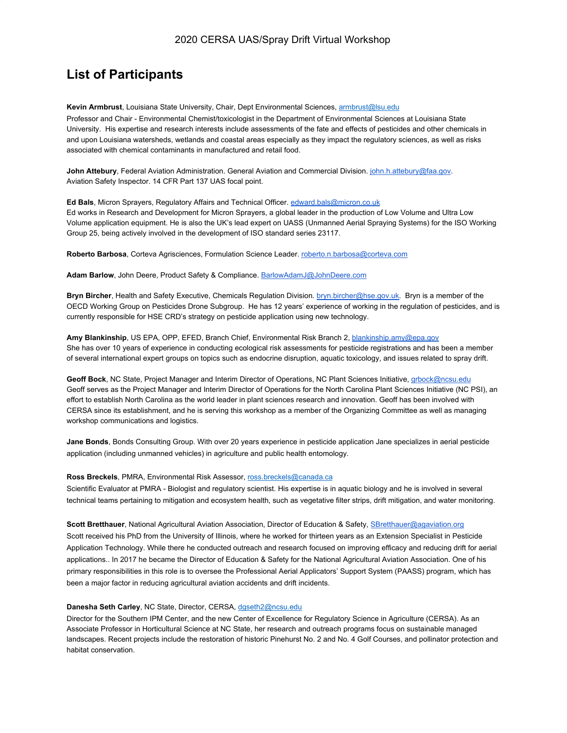2020 CERSA UAS/Spray Drift Virtual Workshop

# List of Participants

**Kevin Armbrust**, Louisiana State University, Chair, Dept Environmental Sciences, armbrust@lsu.edu
Professor and Chair - Environmental Chemist/toxicologist in the Department of Environmental Sciences at Louisiana State University. His expertise and research interests include assessments of the fate and effects of pesticides and other chemicals in and upon Louisiana watersheds, wetlands and coastal areas especially as they impact the regulatory sciences, as well as risks associated with chemical contaminants in manufactured and retail food.

**John Attebury**, Federal Aviation Administration. General Aviation and Commercial Division. john.h.attebury@faa.gov.
Aviation Safety Inspector. 14 CFR Part 137 UAS focal point.

**Ed Bals**, Micron Sprayers, Regulatory Affairs and Technical Officer. edward.bals@micron.co.uk
Ed works in Research and Development for Micron Sprayers, a global leader in the production of Low Volume and Ultra Low Volume application equipment. He is also the UK's lead expert on UASS (Unmanned Aerial Spraying Systems) for the ISO Working Group 25, being actively involved in the development of ISO standard series 23117.

**Roberto Barbosa**, Corteva Agrisciences, Formulation Science Leader. roberto.n.barbosa@corteva.com

**Adam Barlow**, John Deere, Product Safety & Compliance. BarlowAdamJ@JohnDeere.com

**Bryn Bircher**, Health and Safety Executive, Chemicals Regulation Division. bryn.bircher@hse.gov.uk. Bryn is a member of the OECD Working Group on Pesticides Drone Subgroup. He has 12 years' experience of working in the regulation of pesticides, and is currently responsible for HSE CRD's strategy on pesticide application using new technology.

**Amy Blankinship**, US EPA, OPP, EFED, Branch Chief, Environmental Risk Branch 2, blankinship.amy@epa.gov
She has over 10 years of experience in conducting ecological risk assessments for pesticide registrations and has been a member of several international expert groups on topics such as endocrine disruption, aquatic toxicology, and issues related to spray drift.

**Geoff Bock**, NC State, Project Manager and Interim Director of Operations, NC Plant Sciences Initiative, grbock@ncsu.edu
Geoff serves as the Project Manager and Interim Director of Operations for the North Carolina Plant Sciences Initiative (NC PSI), an effort to establish North Carolina as the world leader in plant sciences research and innovation. Geoff has been involved with CERSA since its establishment, and he is serving this workshop as a member of the Organizing Committee as well as managing workshop communications and logistics.

**Jane Bonds**, Bonds Consulting Group. With over 20 years experience in pesticide application Jane specializes in aerial pesticide application (including unmanned vehicles) in agriculture and public health entomology.

**Ross Breckels**, PMRA, Environmental Risk Assessor, ross.breckels@canada.ca
Scientific Evaluator at PMRA - Biologist and regulatory scientist. His expertise is in aquatic biology and he is involved in several technical teams pertaining to mitigation and ecosystem health, such as vegetative filter strips, drift mitigation, and water monitoring.

**Scott Bretthauer**, National Agricultural Aviation Association, Director of Education & Safety, SBretthauer@agaviation.org
Scott received his PhD from the University of Illinois, where he worked for thirteen years as an Extension Specialist in Pesticide Application Technology. While there he conducted outreach and research focused on improving efficacy and reducing drift for aerial applications.. In 2017 he became the Director of Education & Safety for the National Agricultural Aviation Association. One of his primary responsibilities in this role is to oversee the Professional Aerial Applicators' Support System (PAASS) program, which has been a major factor in reducing agricultural aviation accidents and drift incidents.

**Danesha Seth Carley**, NC State, Director, CERSA, dgseth2@ncsu.edu
Director for the Southern IPM Center, and the new Center of Excellence for Regulatory Science in Agriculture (CERSA). As an Associate Professor in Horticultural Science at NC State, her research and outreach programs focus on sustainable managed landscapes. Recent projects include the restoration of historic Pinehurst No. 2 and No. 4 Golf Courses, and pollinator protection and habitat conservation.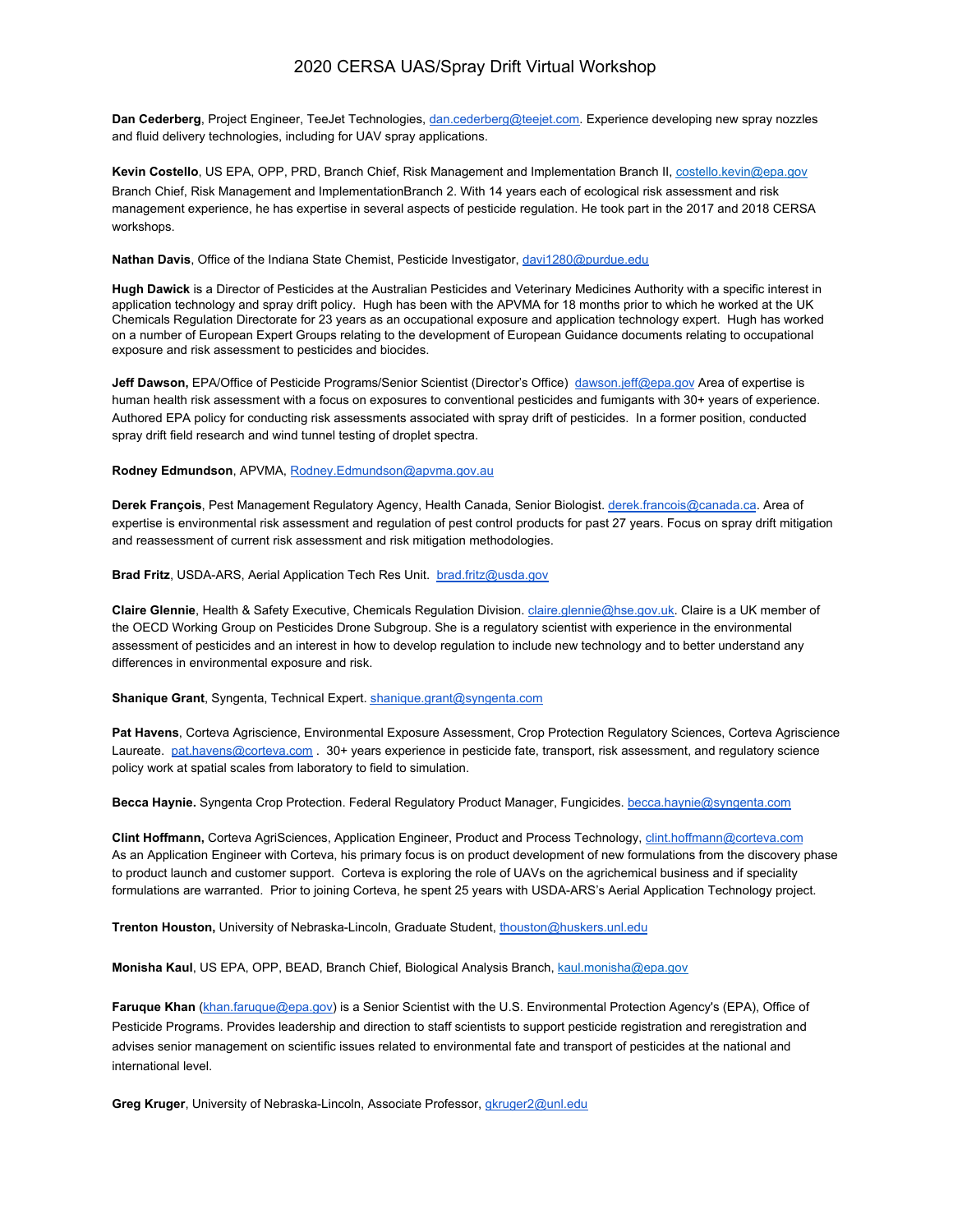# 2020 CERSA UAS/Spray Drift Virtual Workshop

**Dan Cederberg**, Project Engineer, TeeJet Technologies, dan.cederberg@teejet.com. Experience developing new spray nozzles and fluid delivery technologies, including for UAV spray applications.

**Kevin Costello**, US EPA, OPP, PRD, Branch Chief, Risk Management and Implementation Branch II, costello.kevin@epa.gov Branch Chief, Risk Management and ImplementationBranch 2. With 14 years each of ecological risk assessment and risk management experience, he has expertise in several aspects of pesticide regulation. He took part in the 2017 and 2018 CERSA workshops.

**Nathan Davis**, Office of the Indiana State Chemist, Pesticide Investigator, davi1280@purdue.edu

**Hugh Dawick** is a Director of Pesticides at the Australian Pesticides and Veterinary Medicines Authority with a specific interest in application technology and spray drift policy. Hugh has been with the APVMA for 18 months prior to which he worked at the UK Chemicals Regulation Directorate for 23 years as an occupational exposure and application technology expert. Hugh has worked on a number of European Expert Groups relating to the development of European Guidance documents relating to occupational exposure and risk assessment to pesticides and biocides.

**Jeff Dawson,** EPA/Office of Pesticide Programs/Senior Scientist (Director's Office) dawson.jeff@epa.gov Area of expertise is human health risk assessment with a focus on exposures to conventional pesticides and fumigants with 30+ years of experience. Authored EPA policy for conducting risk assessments associated with spray drift of pesticides. In a former position, conducted spray drift field research and wind tunnel testing of droplet spectra.

**Rodney Edmundson**, APVMA, Rodney.Edmundson@apvma.gov.au

**Derek François**, Pest Management Regulatory Agency, Health Canada, Senior Biologist. derek.francois@canada.ca. Area of expertise is environmental risk assessment and regulation of pest control products for past 27 years. Focus on spray drift mitigation and reassessment of current risk assessment and risk mitigation methodologies.

**Brad Fritz**, USDA-ARS, Aerial Application Tech Res Unit. brad.fritz@usda.gov

**Claire Glennie**, Health & Safety Executive, Chemicals Regulation Division. claire.glennie@hse.gov.uk. Claire is a UK member of the OECD Working Group on Pesticides Drone Subgroup. She is a regulatory scientist with experience in the environmental assessment of pesticides and an interest in how to develop regulation to include new technology and to better understand any differences in environmental exposure and risk.

**Shanique Grant**, Syngenta, Technical Expert. shanique.grant@syngenta.com

**Pat Havens**, Corteva Agriscience, Environmental Exposure Assessment, Crop Protection Regulatory Sciences, Corteva Agriscience Laureate. pat.havens@corteva.com . 30+ years experience in pesticide fate, transport, risk assessment, and regulatory science policy work at spatial scales from laboratory to field to simulation.

**Becca Haynie.** Syngenta Crop Protection. Federal Regulatory Product Manager, Fungicides. becca.haynie@syngenta.com

**Clint Hoffmann,** Corteva AgriSciences, Application Engineer, Product and Process Technology, clint.hoffmann@corteva.com As an Application Engineer with Corteva, his primary focus is on product development of new formulations from the discovery phase to product launch and customer support. Corteva is exploring the role of UAVs on the agrichemical business and if speciality formulations are warranted. Prior to joining Corteva, he spent 25 years with USDA-ARS's Aerial Application Technology project.

**Trenton Houston,** University of Nebraska-Lincoln, Graduate Student, thouston@huskers.unl.edu

**Monisha Kaul**, US EPA, OPP, BEAD, Branch Chief, Biological Analysis Branch, kaul.monisha@epa.gov

**Faruque Khan** (khan.faruque@epa.gov) is a Senior Scientist with the U.S. Environmental Protection Agency's (EPA), Office of Pesticide Programs. Provides leadership and direction to staff scientists to support pesticide registration and reregistration and advises senior management on scientific issues related to environmental fate and transport of pesticides at the national and international level.

**Greg Kruger**, University of Nebraska-Lincoln, Associate Professor, gkruger2@unl.edu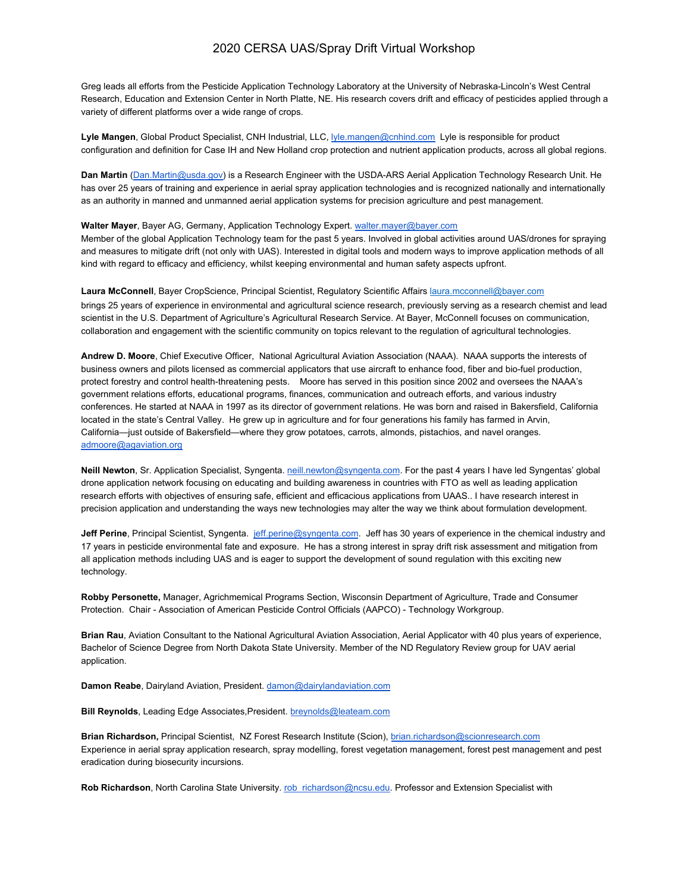Greg leads all efforts from the Pesticide Application Technology Laboratory at the University of Nebraska-Lincoln's West Central Research, Education and Extension Center in North Platte, NE. His research covers drift and efficacy of pesticides applied through a variety of different platforms over a wide range of crops.

**Lyle Mangen**, Global Product Specialist, CNH Industrial, LLC, lyle.mangen@cnhind.com Lyle is responsible for product configuration and definition for Case IH and New Holland crop protection and nutrient application products, across all global regions.

**Dan Martin** (Dan.Martin@usda.gov) is a Research Engineer with the USDA-ARS Aerial Application Technology Research Unit. He has over 25 years of training and experience in aerial spray application technologies and is recognized nationally and internationally as an authority in manned and unmanned aerial application systems for precision agriculture and pest management.

**Walter Mayer**, Bayer AG, Germany, Application Technology Expert. walter.mayer@bayer.com
Member of the global Application Technology team for the past 5 years. Involved in global activities around UAS/drones for spraying and measures to mitigate drift (not only with UAS). Interested in digital tools and modern ways to improve application methods of all kind with regard to efficacy and efficiency, whilst keeping environmental and human safety aspects upfront.

**Laura McConnell**, Bayer CropScience, Principal Scientist, Regulatory Scientific Affairs laura.mcconnell@bayer.com
brings 25 years of experience in environmental and agricultural science research, previously serving as a research chemist and lead scientist in the U.S. Department of Agriculture's Agricultural Research Service. At Bayer, McConnell focuses on communication, collaboration and engagement with the scientific community on topics relevant to the regulation of agricultural technologies.

**Andrew D. Moore**, Chief Executive Officer, National Agricultural Aviation Association (NAAA). NAAA supports the interests of business owners and pilots licensed as commercial applicators that use aircraft to enhance food, fiber and bio-fuel production, protect forestry and control health-threatening pests. Moore has served in this position since 2002 and oversees the NAAA's government relations efforts, educational programs, finances, communication and outreach efforts, and various industry conferences. He started at NAAA in 1997 as its director of government relations. He was born and raised in Bakersfield, California located in the state's Central Valley. He grew up in agriculture and for four generations his family has farmed in Arvin, California—just outside of Bakersfield—where they grow potatoes, carrots, almonds, pistachios, and navel oranges. admoore@agaviation.org

**Neill Newton**, Sr. Application Specialist, Syngenta. neill.newton@syngenta.com. For the past 4 years I have led Syngentas' global drone application network focusing on educating and building awareness in countries with FTO as well as leading application research efforts with objectives of ensuring safe, efficient and efficacious applications from UAAS.. I have research interest in precision application and understanding the ways new technologies may alter the way we think about formulation development.

**Jeff Perine**, Principal Scientist, Syngenta. jeff.perine@syngenta.com. Jeff has 30 years of experience in the chemical industry and 17 years in pesticide environmental fate and exposure. He has a strong interest in spray drift risk assessment and mitigation from all application methods including UAS and is eager to support the development of sound regulation with this exciting new technology.

**Robby Personette,** Manager, Agrichmemical Programs Section, Wisconsin Department of Agriculture, Trade and Consumer Protection. Chair - Association of American Pesticide Control Officials (AAPCO) - Technology Workgroup.

**Brian Rau**, Aviation Consultant to the National Agricultural Aviation Association, Aerial Applicator with 40 plus years of experience, Bachelor of Science Degree from North Dakota State University. Member of the ND Regulatory Review group for UAV aerial application.

**Damon Reabe**, Dairyland Aviation, President. damon@dairylandaviation.com

**Bill Reynolds**, Leading Edge Associates,President. breynolds@leateam.com

**Brian Richardson,** Principal Scientist, NZ Forest Research Institute (Scion), brian.richardson@scionresearch.com
Experience in aerial spray application research, spray modelling, forest vegetation management, forest pest management and pest eradication during biosecurity incursions.

**Rob Richardson**, North Carolina State University. rob_richardson@ncsu.edu. Professor and Extension Specialist with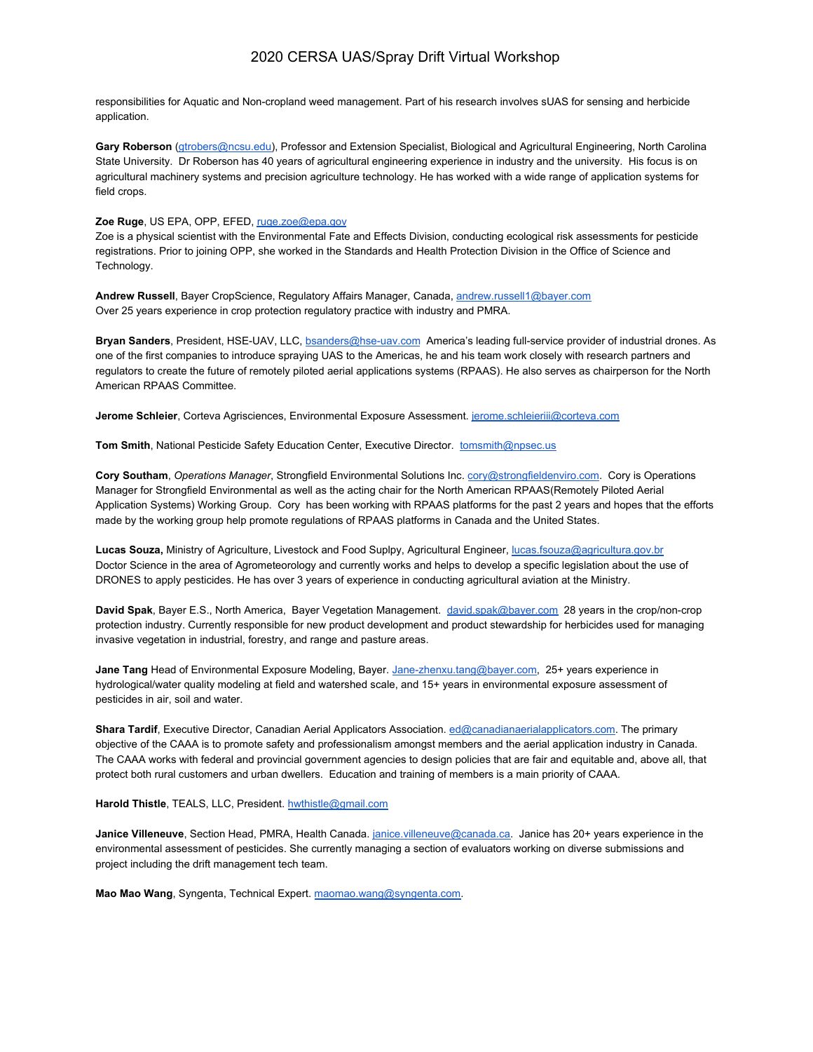responsibilities for Aquatic and Non-cropland weed management. Part of his research involves sUAS for sensing and herbicide application.

**Gary Roberson** (gtrobers@ncsu.edu), Professor and Extension Specialist, Biological and Agricultural Engineering, North Carolina State University. Dr Roberson has 40 years of agricultural engineering experience in industry and the university. His focus is on agricultural machinery systems and precision agriculture technology. He has worked with a wide range of application systems for field crops.

**Zoe Ruge**, US EPA, OPP, EFED, ruge.zoe@epa.gov
Zoe is a physical scientist with the Environmental Fate and Effects Division, conducting ecological risk assessments for pesticide registrations. Prior to joining OPP, she worked in the Standards and Health Protection Division in the Office of Science and Technology.

**Andrew Russell**, Bayer CropScience, Regulatory Affairs Manager, Canada, andrew.russell1@bayer.com
Over 25 years experience in crop protection regulatory practice with industry and PMRA.

**Bryan Sanders**, President, HSE-UAV, LLC, bsanders@hse-uav.com America's leading full-service provider of industrial drones. As one of the first companies to introduce spraying UAS to the Americas, he and his team work closely with research partners and regulators to create the future of remotely piloted aerial applications systems (RPAAS). He also serves as chairperson for the North American RPAAS Committee.

**Jerome Schleier**, Corteva Agrisciences, Environmental Exposure Assessment. jerome.schleieriii@corteva.com

**Tom Smith**, National Pesticide Safety Education Center, Executive Director. tomsmith@npsec.us

**Cory Southam**, *Operations Manager*, Strongfield Environmental Solutions Inc. cory@strongfieldenviro.com. Cory is Operations Manager for Strongfield Environmental as well as the acting chair for the North American RPAAS(Remotely Piloted Aerial Application Systems) Working Group. Cory has been working with RPAAS platforms for the past 2 years and hopes that the efforts made by the working group help promote regulations of RPAAS platforms in Canada and the United States.

**Lucas Souza,** Ministry of Agriculture, Livestock and Food Suplpy, Agricultural Engineer, lucas.fsouza@agricultura.gov.br
Doctor Science in the area of Agrometeorology and currently works and helps to develop a specific legislation about the use of DRONES to apply pesticides. He has over 3 years of experience in conducting agricultural aviation at the Ministry.

**David Spak**, Bayer E.S., North America, Bayer Vegetation Management. david.spak@bayer.com 28 years in the crop/non-crop protection industry. Currently responsible for new product development and product stewardship for herbicides used for managing invasive vegetation in industrial, forestry, and range and pasture areas.

**Jane Tang** Head of Environmental Exposure Modeling, Bayer. Jane-zhenxu.tang@bayer.com, 25+ years experience in hydrological/water quality modeling at field and watershed scale, and 15+ years in environmental exposure assessment of pesticides in air, soil and water.

**Shara Tardif**, Executive Director, Canadian Aerial Applicators Association. ed@canadianaerialapplicators.com. The primary objective of the CAAA is to promote safety and professionalism amongst members and the aerial application industry in Canada. The CAAA works with federal and provincial government agencies to design policies that are fair and equitable and, above all, that protect both rural customers and urban dwellers. Education and training of members is a main priority of CAAA.

**Harold Thistle**, TEALS, LLC, President. hwthistle@gmail.com

**Janice Villeneuve**, Section Head, PMRA, Health Canada. janice.villeneuve@canada.ca. Janice has 20+ years experience in the environmental assessment of pesticides. She currently managing a section of evaluators working on diverse submissions and project including the drift management tech team.

**Mao Mao Wang**, Syngenta, Technical Expert. maomao.wang@syngenta.com.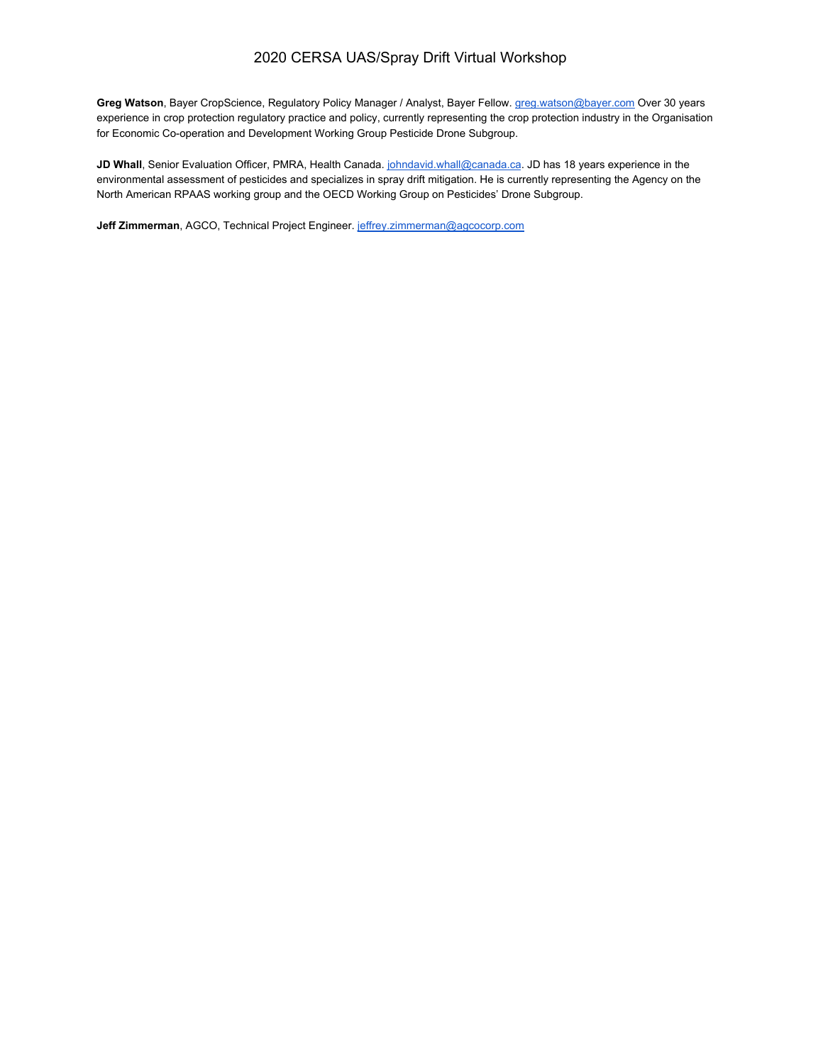2020 CERSA UAS/Spray Drift Virtual Workshop

**Greg Watson**, Bayer CropScience, Regulatory Policy Manager / Analyst, Bayer Fellow. greg.watson@bayer.com Over 30 years experience in crop protection regulatory practice and policy, currently representing the crop protection industry in the Organisation for Economic Co-operation and Development Working Group Pesticide Drone Subgroup.

**JD Whall**, Senior Evaluation Officer, PMRA, Health Canada. johndavid.whall@canada.ca. JD has 18 years experience in the environmental assessment of pesticides and specializes in spray drift mitigation. He is currently representing the Agency on the North American RPAAS working group and the OECD Working Group on Pesticides' Drone Subgroup.

**Jeff Zimmerman**, AGCO, Technical Project Engineer. jeffrey.zimmerman@agcocorp.com